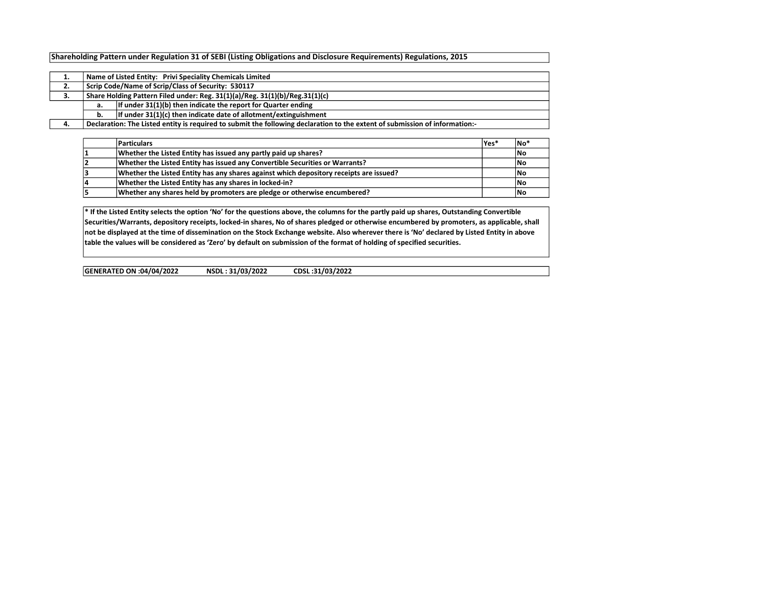**Shareholding Pattern under Regulation 31 of SEBI (Listing Obligations and Disclosure Requirements) Regulations, 2015**

| | | |
|---|---|---|
| 1. | Name of Listed Entity: Privi Speciality Chemicals Limited | |
| 2. | Scrip Code/Name of Scrip/Class of Security: 530117 | |
| 3. | Share Holding Pattern Filed under: Reg. 31(1)(a)/Reg. 31(1)(b)/Reg.31(1)(c) | |
| | a. | If under 31(1)(b) then indicate the report for Quarter ending |
| | b. | If under 31(1)(c) then indicate date of allotment/extinguishment |
| 4. | Declaration: The Listed entity is required to submit the following declaration to the extent of submission of information:- | |

| | Particulars | Yes* | No* |
|---|---|---|---|
| 1 | Whether the Listed Entity has issued any partly paid up shares? | | No |
| 2 | Whether the Listed Entity has issued any Convertible Securities or Warrants? | | No |
| 3 | Whether the Listed Entity has any shares against which depository receipts are issued? | | No |
| 4 | Whether the Listed Entity has any shares in locked-in? | | No |
| 5 | Whether any shares held by promoters are pledge or otherwise encumbered? | | No |

* If the Listed Entity selects the option 'No' for the questions above, the columns for the partly paid up shares, Outstanding Convertible Securities/Warrants, depository receipts, locked-in shares, No of shares pledged or otherwise encumbered by promoters, as applicable, shall not be displayed at the time of dissemination on the Stock Exchange website. Also wherever there is 'No' declared by Listed Entity in above table the values will be considered as 'Zero' by default on submission of the format of holding of specified securities.

**GENERATED ON :04/04/2022 NSDL : 31/03/2022 CDSL :31/03/2022**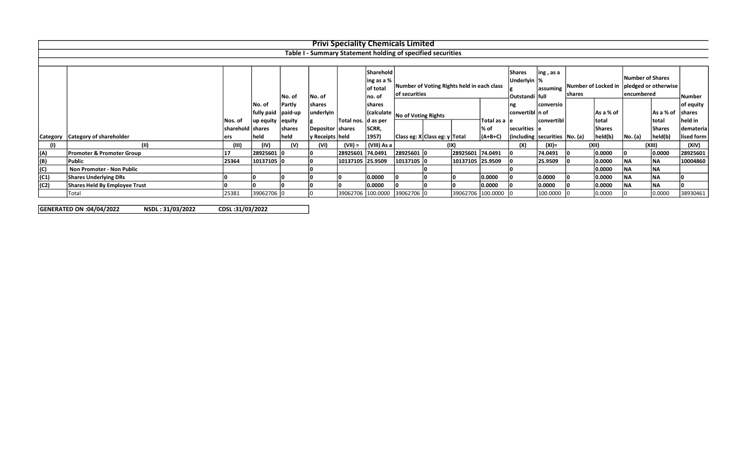# Privi Speciality Chemicals Limited

## Table I - Summary Statement holding of specified securities

| Category | Category of shareholder | Nos. of shareholders | No. of fully paid up equity shares held | No. of Partly paid-up equity shares held | No. of shares underlying Depository Receipts | Total nos. shares held | Shareholding as a % of total no. of shares (calculated as per SCRR, 1957) | Number of Voting Rights held in each class of securities | | | | Shares Underlying Outstanding convertible securities (including | Shareholding , as a % assuming full conversion of convertible securities | Number of Locked in shares | | Number of Shares pledged or otherwise encumbered | | Number of equity shares held in dematerialised form |
|---|---|---|---|---|---|---|---|---|---|---|---|---|---|---|---|---|---|---|
| | | | | | | | | No of Voting Rights | | | Total as a % of (A+B+C) | | | No. (a) | As a % of total Shares held(b) | No. (a) | As a % of total Shares held(b) | |
| | | | | | | | | Class eg: X | Class eg: y | Total | | | | | | | | |
| (I) | (II) | (III) | (IV) | (V) | (VI) | (VII) = | (VIII) As a | (IX) | | | | (X) | (XI)= | (XII) | | (XIII) | | (XIV) |
| (A) | **Promoter & Promoter Group** | 17 | 28925601 | 0 | 0 | 28925601 | 74.0491 | 28925601 | 0 | 28925601 | 74.0491 | 0 | 74.0491 | 0 | 0.0000 | 0 | 0.0000 | 28925601 |
| (B) | **Public** | 25364 | 10137105 | 0 | 0 | 10137105 | 25.9509 | 10137105 | 0 | 10137105 | 25.9509 | 0 | 25.9509 | 0 | 0.0000 | NA | NA | 10004860 |
| (C) | **Non Promoter - Non Public** | | | | 0 | | | | 0 | | | 0 | | | 0.0000 | NA | NA | |
| (C1) | **Shares Underlying DRs** | 0 | 0 | 0 | 0 | 0 | 0.0000 | 0 | 0 | 0 | 0.0000 | 0 | 0.0000 | 0 | 0.0000 | NA | NA | 0 |
| (C2) | **Shares Held By Employee Trust** | 0 | 0 | 0 | 0 | 0 | 0.0000 | 0 | 0 | 0 | 0.0000 | 0 | 0.0000 | 0 | 0.0000 | NA | NA | 0 |
| | Total | 25381 | 39062706 | 0 | 0 | 39062706 | 100.0000 | 39062706 | 0 | 39062706 | 100.0000 | 0 | 100.0000 | 0 | 0.0000 | 0 | 0.0000 | 38930461 |

**GENERATED ON :04/04/2022** **NSDL : 31/03/2022** **CDSL :31/03/2022**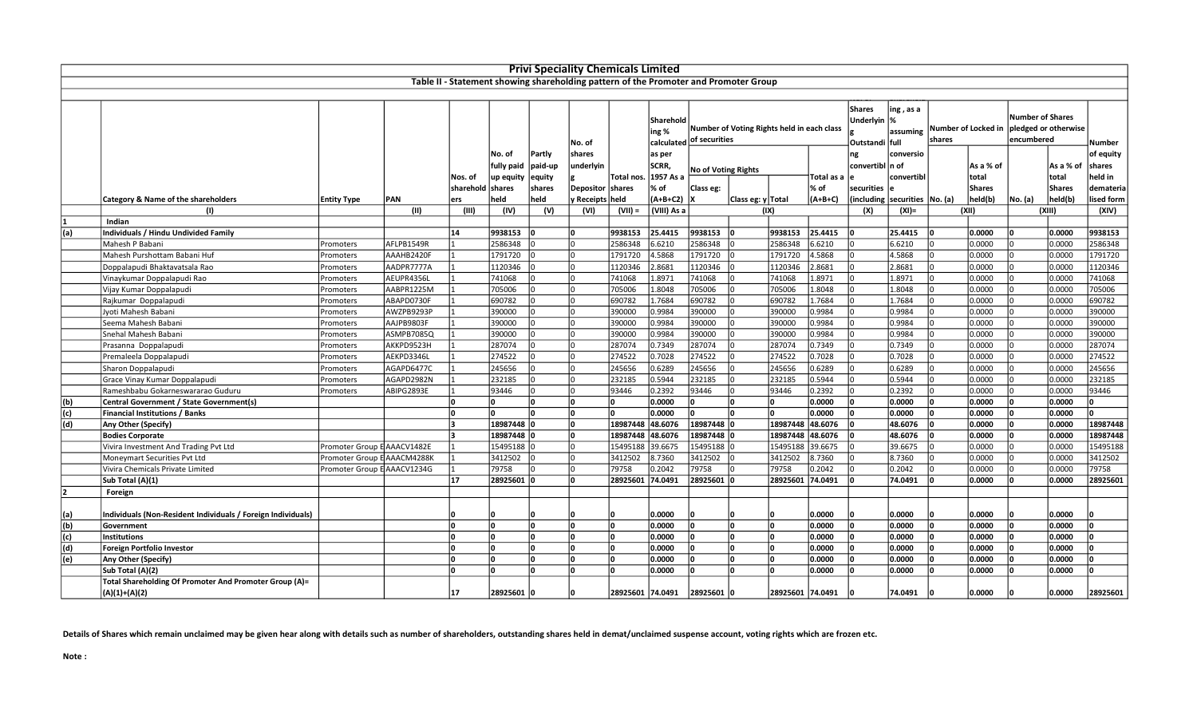# Privi Speciality Chemicals Limited

## Table II - Statement showing shareholding pattern of the Promoter and Promoter Group

| | Category & Name of the shareholders | Entity Type | PAN | Nos. of shareholders | No. of fully paid up equity shares held | Partly paid-up equity shares held | No. of shares underlying Depository Receipts | Total nos. shares held | Shareholding % calculated as per SCRR, 1957 As a % of (A+B+C2) | Number of Voting Rights held in each class of securities | | | | Shares Underlying Outstanding convertible securities (including | Shareholding, as a % assuming full conversion of convertible securities | Number of Locked in shares | | Number of Shares pledged or otherwise encumbered | | Number of equity shares held in dematerialised form |
|---|---|---|---|---|---|---|---|---|---|---|---|---|---|---|---|---|---|---|---|---|
| | | | | | | | | | | No of Voting Rights | | | Total as a % of (A+B+C) | | | No. (a) | As a % of total Shares held(b) | No. (a) | As a % of total Shares held(b) | |
| | | | | | | | | | | Class eg: X | Class eg: y | Total | | | | | | | | |
| | (I) | | (II) | (III) | (IV) | (V) | (VI) | (VII) = | (VIII) As a | (IX) | | | | (X) | (XI)= | (XII) | | (XIII) | | (XIV) |
| 1 | Indian | | | | | | | | | | | | | | | | | | | |
| (a) | Individuals / Hindu Undivided Family | | | 14 | 9938153 | 0 | 0 | 9938153 | 25.4415 | 9938153 | 0 | 9938153 | 25.4415 | 0 | 25.4415 | 0 | 0.0000 | 0 | 0.0000 | 9938153 |
| | Mahesh P Babani | Promoters | AFLPB1549R | 1 | 2586348 | 0 | 0 | 2586348 | 6.6210 | 2586348 | 0 | 2586348 | 6.6210 | 0 | 6.6210 | 0 | 0.0000 | 0 | 0.0000 | 2586348 |
| | Mahesh Purshottam Babani Huf | Promoters | AAAHB2420F | 1 | 1791720 | 0 | 0 | 1791720 | 4.5868 | 1791720 | 0 | 1791720 | 4.5868 | 0 | 4.5868 | 0 | 0.0000 | 0 | 0.0000 | 1791720 |
| | Doppalapudi Bhaktavatsala Rao | Promoters | AADPR7777A | 1 | 1120346 | 0 | 0 | 1120346 | 2.8681 | 1120346 | 0 | 1120346 | 2.8681 | 0 | 2.8681 | 0 | 0.0000 | 0 | 0.0000 | 1120346 |
| | Vinaykumar Doppalapudi Rao | Promoters | AEUPR4356L | 1 | 741068 | 0 | 0 | 741068 | 1.8971 | 741068 | 0 | 741068 | 1.8971 | 0 | 1.8971 | 0 | 0.0000 | 0 | 0.0000 | 741068 |
| | Vijay Kumar Doppalapudi | Promoters | AABPR1225M | 1 | 705006 | 0 | 0 | 705006 | 1.8048 | 705006 | 0 | 705006 | 1.8048 | 0 | 1.8048 | 0 | 0.0000 | 0 | 0.0000 | 705006 |
| | Rajkumar Doppalapudi | Promoters | ABAPD0730F | 1 | 690782 | 0 | 0 | 690782 | 1.7684 | 690782 | 0 | 690782 | 1.7684 | 0 | 1.7684 | 0 | 0.0000 | 0 | 0.0000 | 690782 |
| | Jyoti Mahesh Babani | Promoters | AWZPB9293P | 1 | 390000 | 0 | 0 | 390000 | 0.9984 | 390000 | 0 | 390000 | 0.9984 | 0 | 0.9984 | 0 | 0.0000 | 0 | 0.0000 | 390000 |
| | Seema Mahesh Babani | Promoters | AAJPB9803F | 1 | 390000 | 0 | 0 | 390000 | 0.9984 | 390000 | 0 | 390000 | 0.9984 | 0 | 0.9984 | 0 | 0.0000 | 0 | 0.0000 | 390000 |
| | Snehal Mahesh Babani | Promoters | ASMPB7085Q | 1 | 390000 | 0 | 0 | 390000 | 0.9984 | 390000 | 0 | 390000 | 0.9984 | 0 | 0.9984 | 0 | 0.0000 | 0 | 0.0000 | 390000 |
| | Prasanna Doppalapudi | Promoters | AKKPD9523H | 1 | 287074 | 0 | 0 | 287074 | 0.7349 | 287074 | 0 | 287074 | 0.7349 | 0 | 0.7349 | 0 | 0.0000 | 0 | 0.0000 | 287074 |
| | Premaleela Doppalapudi | Promoters | AEKPD3346L | 1 | 274522 | 0 | 0 | 274522 | 0.7028 | 274522 | 0 | 274522 | 0.7028 | 0 | 0.7028 | 0 | 0.0000 | 0 | 0.0000 | 274522 |
| | Sharon Doppalapudi | Promoters | AGAPD6477C | 1 | 245656 | 0 | 0 | 245656 | 0.6289 | 245656 | 0 | 245656 | 0.6289 | 0 | 0.6289 | 0 | 0.0000 | 0 | 0.0000 | 245656 |
| | Grace Vinay Kumar Doppalapudi | Promoters | AGAPD2982N | 1 | 232185 | 0 | 0 | 232185 | 0.5944 | 232185 | 0 | 232185 | 0.5944 | 0 | 0.5944 | 0 | 0.0000 | 0 | 0.0000 | 232185 |
| | Rameshbabu Gokarneswararao Guduru | Promoters | ABIPG2893E | 1 | 93446 | 0 | 0 | 93446 | 0.2392 | 93446 | 0 | 93446 | 0.2392 | 0 | 0.2392 | 0 | 0.0000 | 0 | 0.0000 | 93446 |
| (b) | Central Government / State Government(s) | | | 0 | 0 | 0 | 0 | 0 | 0.0000 | 0 | 0 | 0 | 0.0000 | 0 | 0.0000 | 0 | 0.0000 | 0 | 0.0000 | 0 |
| (c) | Financial Institutions / Banks | | | 0 | 0 | 0 | 0 | 0 | 0.0000 | 0 | 0 | 0 | 0.0000 | 0 | 0.0000 | 0 | 0.0000 | 0 | 0.0000 | 0 |
| (d) | Any Other (Specify) | | | 3 | 18987448 | 0 | 0 | 18987448 | 48.6076 | 18987448 | 0 | 18987448 | 48.6076 | 0 | 48.6076 | 0 | 0.0000 | 0 | 0.0000 | 18987448 |
| | Bodies Corporate | | | 3 | 18987448 | 0 | 0 | 18987448 | 48.6076 | 18987448 | 0 | 18987448 | 48.6076 | 0 | 48.6076 | 0 | 0.0000 | 0 | 0.0000 | 18987448 |
| | Vivira Investment And Trading Pvt Ltd | Promoter Group E | AAACV1482E | 1 | 15495188 | 0 | 0 | 15495188 | 39.6675 | 15495188 | 0 | 15495188 | 39.6675 | 0 | 39.6675 | 0 | 0.0000 | 0 | 0.0000 | 15495188 |
| | Moneymart Securities Pvt Ltd | Promoter Group E | AAACM4288K | 1 | 3412502 | 0 | 0 | 3412502 | 8.7360 | 3412502 | 0 | 3412502 | 8.7360 | 0 | 8.7360 | 0 | 0.0000 | 0 | 0.0000 | 3412502 |
| | Vivira Chemicals Private Limited | Promoter Group E | AAACV1234G | 1 | 79758 | 0 | 0 | 79758 | 0.2042 | 79758 | 0 | 79758 | 0.2042 | 0 | 0.2042 | 0 | 0.0000 | 0 | 0.0000 | 79758 |
| | Sub Total (A)(1) | | | 17 | 28925601 | 0 | 0 | 28925601 | 74.0491 | 28925601 | 0 | 28925601 | 74.0491 | 0 | 74.0491 | 0 | 0.0000 | 0 | 0.0000 | 28925601 |
| 2 | Foreign | | | | | | | | | | | | | | | | | | | |
| (a) | Individuals (Non-Resident Individuals / Foreign Individuals) | | | 0 | 0 | 0 | 0 | 0 | 0.0000 | 0 | 0 | 0 | 0.0000 | 0 | 0.0000 | 0 | 0.0000 | 0 | 0.0000 | 0 |
| (b) | Government | | | 0 | 0 | 0 | 0 | 0 | 0.0000 | 0 | 0 | 0 | 0.0000 | 0 | 0.0000 | 0 | 0.0000 | 0 | 0.0000 | 0 |
| (c) | Institutions | | | 0 | 0 | 0 | 0 | 0 | 0.0000 | 0 | 0 | 0 | 0.0000 | 0 | 0.0000 | 0 | 0.0000 | 0 | 0.0000 | 0 |
| (d) | Foreign Portfolio Investor | | | 0 | 0 | 0 | 0 | 0 | 0.0000 | 0 | 0 | 0 | 0.0000 | 0 | 0.0000 | 0 | 0.0000 | 0 | 0.0000 | 0 |
| (e) | Any Other (Specify) | | | 0 | 0 | 0 | 0 | 0 | 0.0000 | 0 | 0 | 0 | 0.0000 | 0 | 0.0000 | 0 | 0.0000 | 0 | 0.0000 | 0 |
| | Sub Total (A)(2) | | | 0 | 0 | 0 | 0 | 0 | 0.0000 | 0 | 0 | 0 | 0.0000 | 0 | 0.0000 | 0 | 0.0000 | 0 | 0.0000 | 0 |
| | Total Shareholding Of Promoter And Promoter Group (A)= (A)(1)+(A)(2) | | | 17 | 28925601 | 0 | 0 | 28925601 | 74.0491 | 28925601 | 0 | 28925601 | 74.0491 | 0 | 74.0491 | 0 | 0.0000 | 0 | 0.0000 | 28925601 |

Details of Shares which remain unclaimed may be given hear along with details such as number of shareholders, outstanding shares held in demat/unclaimed suspense account, voting rights which are frozen etc.

**Note :**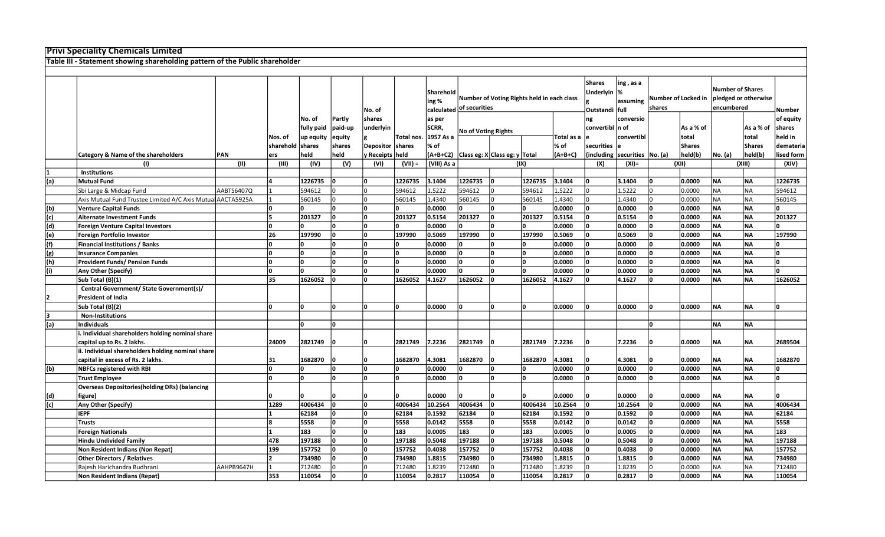# Privi Speciality Chemicals Limited

## Table III - Statement showing shareholding pattern of the Public shareholder

| | Category & Name of the shareholders | PAN | Nos. of shareholders | No. of fully paid up equity shares held | Partly paid-up equity shares held | No. of shares underlying Depository Receipts | Total nos. shares held | Shareholding % calculated as per SCRR, 1957 As a % of (A+B+C2) | Number of Voting Rights held in each class of securities | | | | No. of Shares Underlying Outstanding convertible securities (including | Shareholding , as a % assuming full conversion of convertible securities | Number of Locked in shares | | Number of Shares pledged or otherwise encumbered | | Number of equity shares held in dematerialised form |
|---|---|---|---|---|---|---|---|---|---|---|---|---|---|---|---|---|---|---|---|
| | | | | | | | | | No of Voting Rights | | | Total as a % of (A+B+C) | | | No. (a) | As a % of total Shares held(b) | No. (a) | As a % of total Shares held(b) | |
| | | | | | | | | | Class eg: X | Class eg: y | Total | | | | | | | | |
| | (I) | (II) | (III) | (IV) | (V) | (VI) | (VII) = | (VIII) As a | (IX) | | | | (X) | (XI)= | (XII) | | (XIII) | | (XIV) |
| 1 | **Institutions** | | | | | | | | | | | | | | | | | | |
| (a) | **Mutual Fund** | | 4 | 1226735 | 0 | 0 | 1226735 | 3.1404 | 1226735 | 0 | 1226735 | 3.1404 | 0 | 3.1404 | 0 | 0.0000 | NA | NA | 1226735 |
| | Sbi Large & Midcap Fund | AABTS6407Q | 1 | 594612 | 0 | 0 | 594612 | 1.5222 | 594612 | 0 | 594612 | 1.5222 | 0 | 1.5222 | 0 | 0.0000 | NA | NA | 594612 |
| | Axis Mutual Fund Trustee Limited A/C Axis Mutual | AACTA5925A | 1 | 560145 | 0 | 0 | 560145 | 1.4340 | 560145 | 0 | 560145 | 1.4340 | 0 | 1.4340 | 0 | 0.0000 | NA | NA | 560145 |
| (b) | **Venture Capital Funds** | | 0 | 0 | 0 | 0 | 0 | 0.0000 | 0 | 0 | 0 | 0.0000 | 0 | 0.0000 | 0 | 0.0000 | NA | NA | 0 |
| (c) | **Alternate Investment Funds** | | 5 | 201327 | 0 | 0 | 201327 | 0.5154 | 201327 | 0 | 201327 | 0.5154 | 0 | 0.5154 | 0 | 0.0000 | NA | NA | 201327 |
| (d) | **Foreign Venture Capital Investors** | | 0 | 0 | 0 | 0 | 0 | 0.0000 | 0 | 0 | 0 | 0.0000 | 0 | 0.0000 | 0 | 0.0000 | NA | NA | 0 |
| (e) | **Foreign Portfolio Investor** | | 26 | 197990 | 0 | 0 | 197990 | 0.5069 | 197990 | 0 | 197990 | 0.5069 | 0 | 0.5069 | 0 | 0.0000 | NA | NA | 197990 |
| (f) | **Financial Institutions / Banks** | | 0 | 0 | 0 | 0 | 0 | 0.0000 | 0 | 0 | 0 | 0.0000 | 0 | 0.0000 | 0 | 0.0000 | NA | NA | 0 |
| (g) | **Insurance Companies** | | 0 | 0 | 0 | 0 | 0 | 0.0000 | 0 | 0 | 0 | 0.0000 | 0 | 0.0000 | 0 | 0.0000 | NA | NA | 0 |
| (h) | **Provident Funds/ Pension Funds** | | 0 | 0 | 0 | 0 | 0 | 0.0000 | 0 | 0 | 0 | 0.0000 | 0 | 0.0000 | 0 | 0.0000 | NA | NA | 0 |
| (i) | **Any Other (Specify)** | | 0 | 0 | 0 | 0 | 0 | 0.0000 | 0 | 0 | 0 | 0.0000 | 0 | 0.0000 | 0 | 0.0000 | NA | NA | 0 |
| | **Sub Total (B)(1)** | | 35 | 1626052 | 0 | 0 | 1626052 | 4.1627 | 1626052 | 0 | 1626052 | 4.1627 | 0 | 4.1627 | 0 | 0.0000 | NA | NA | 1626052 |
| 2 | **Central Government/ State Government(s)/ President of India** | | | | | | | | | | | | | | | | | | |
| | **Sub Total (B)(2)** | | 0 | 0 | 0 | 0 | 0 | 0.0000 | 0 | 0 | 0 | 0.0000 | 0 | 0.0000 | 0 | 0.0000 | NA | NA | 0 |
| 3 | **Non-Institutions** | | | | | | | | | | | | | | | | | | |
| (a) | **Individuals** | | | 0 | 0 | | | | | | | | | | 0 | | NA | NA | |
| | **i. Individual shareholders holding nominal share capital up to Rs. 2 lakhs.** | | 24009 | 2821749 | 0 | 0 | 2821749 | 7.2236 | 2821749 | 0 | 2821749 | 7.2236 | 0 | 7.2236 | 0 | 0.0000 | NA | NA | 2689504 |
| | **ii. Individual shareholders holding nominal share capital in excess of Rs. 2 lakhs.** | | 31 | 1682870 | 0 | 0 | 1682870 | 4.3081 | 1682870 | 0 | 1682870 | 4.3081 | 0 | 4.3081 | 0 | 0.0000 | NA | NA | 1682870 |
| (b) | **NBFCs registered with RBI** | | 0 | 0 | 0 | 0 | 0 | 0.0000 | 0 | 0 | 0 | 0.0000 | 0 | 0.0000 | 0 | 0.0000 | NA | NA | 0 |
| | **Trust Employee** | | 0 | 0 | 0 | 0 | 0 | 0.0000 | 0 | 0 | 0 | 0.0000 | 0 | 0.0000 | 0 | 0.0000 | NA | NA | 0 |
| (d) | **Overseas Depositories(holding DRs) (balancing figure)** | | 0 | 0 | 0 | 0 | 0 | 0.0000 | 0 | 0 | 0 | 0.0000 | 0 | 0.0000 | 0 | 0.0000 | NA | NA | 0 |
| (c) | **Any Other (Specify)** | | 1289 | 4006434 | 0 | 0 | 4006434 | 10.2564 | 4006434 | 0 | 4006434 | 10.2564 | 0 | 10.2564 | 0 | 0.0000 | NA | NA | 4006434 |
| | **IEPF** | | 1 | 62184 | 0 | 0 | 62184 | 0.1592 | 62184 | 0 | 62184 | 0.1592 | 0 | 0.1592 | 0 | 0.0000 | NA | NA | 62184 |
| | **Trusts** | | 8 | 5558 | 0 | 0 | 5558 | 0.0142 | 5558 | 0 | 5558 | 0.0142 | 0 | 0.0142 | 0 | 0.0000 | NA | NA | 5558 |
| | **Foreign Nationals** | | 1 | 183 | 0 | 0 | 183 | 0.0005 | 183 | 0 | 183 | 0.0005 | 0 | 0.0005 | 0 | 0.0000 | NA | NA | 183 |
| | **Hindu Undivided Family** | | 478 | 197188 | 0 | 0 | 197188 | 0.5048 | 197188 | 0 | 197188 | 0.5048 | 0 | 0.5048 | 0 | 0.0000 | NA | NA | 197188 |
| | **Non Resident Indians (Non Repat)** | | 199 | 157752 | 0 | 0 | 157752 | 0.4038 | 157752 | 0 | 157752 | 0.4038 | 0 | 0.4038 | 0 | 0.0000 | NA | NA | 157752 |
| | **Other Directors / Relatives** | | 2 | 734980 | 0 | 0 | 734980 | 1.8815 | 734980 | 0 | 734980 | 1.8815 | 0 | 1.8815 | 0 | 0.0000 | NA | NA | 734980 |
| | Rajesh Harichandra Budhrani | AAHPB9647H | 1 | 712480 | 0 | 0 | 712480 | 1.8239 | 712480 | 0 | 712480 | 1.8239 | 0 | 1.8239 | 0 | 0.0000 | NA | NA | 712480 |
| | **Non Resident Indians (Repat)** | | 353 | 110054 | 0 | 0 | 110054 | 0.2817 | 110054 | 0 | 110054 | 0.2817 | 0 | 0.2817 | 0 | 0.0000 | NA | NA | 110054 |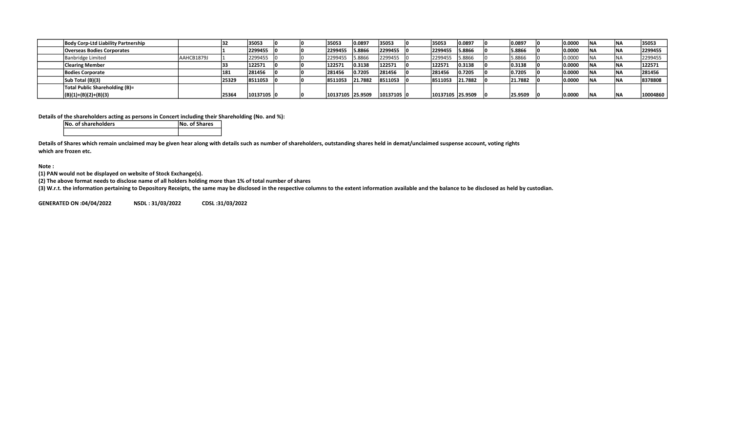| | | | | | | | | | | | | | | | | | | | |
|---|---|---|---|---|---|---|---|---|---|---|---|---|---|---|---|---|---|---|---|
| **Body Corp-Ltd Liability Partnership** | | **32** | **35053** | **0** | **0** | **35053** | **0.0897** | **35053** | **0** | **35053** | **0.0897** | **0** | **0.0897** | **0** | **0.0000** | **NA** | **NA** | **35053** |
| **Overseas Bodies Corporates** | | **1** | **2299455** | **0** | **0** | **2299455** | **5.8866** | **2299455** | **0** | **2299455** | **5.8866** | **0** | **5.8866** | **0** | **0.0000** | **NA** | **NA** | **2299455** |
| Banbridge Limited | AAHCB1879J | 1 | 2299455 | 0 | 0 | 2299455 | 5.8866 | 2299455 | 0 | 2299455 | 5.8866 | 0 | 5.8866 | 0 | 0.0000 | NA | NA | 2299455 |
| **Clearing Member** | | **33** | **122571** | **0** | **0** | **122571** | **0.3138** | **122571** | **0** | **122571** | **0.3138** | **0** | **0.3138** | **0** | **0.0000** | **NA** | **NA** | **122571** |
| **Bodies Corporate** | | **181** | **281456** | **0** | **0** | **281456** | **0.7205** | **281456** | **0** | **281456** | **0.7205** | **0** | **0.7205** | **0** | **0.0000** | **NA** | **NA** | **281456** |
| **Sub Total (B)(3)** | | **25329** | **8511053** | **0** | **0** | **8511053** | **21.7882** | **8511053** | **0** | **8511053** | **21.7882** | **0** | **21.7882** | **0** | **0.0000** | **NA** | **NA** | **8378808** |
| **Total Public Shareholding (B)= (B)(1)+(B)(2)+(B)(3)** | | **25364** | **10137105** | **0** | **0** | **10137105** | **25.9509** | **10137105** | **0** | **10137105** | **25.9509** | **0** | **25.9509** | **0** | **0.0000** | **NA** | **NA** | **10004860** |

**Details of the shareholders acting as persons in Concert including their Shareholding (No. and %):**

| No. of shareholders | No. of Shares |
|---|---|
| | |

**Details of Shares which remain unclaimed may be given hear along with details such as number of shareholders, outstanding shares held in demat/unclaimed suspense account, voting rights which are frozen etc.**

**Note :**

**(1) PAN would not be displayed on website of Stock Exchange(s).**

**(2) The above format needs to disclose name of all holders holding more than 1% of total number of shares**

**(3) W.r.t. the information pertaining to Depository Receipts, the same may be disclosed in the respective columns to the extent information available and the balance to be disclosed as held by custodian.**

**GENERATED ON :04/04/2022 NSDL : 31/03/2022 CDSL :31/03/2022**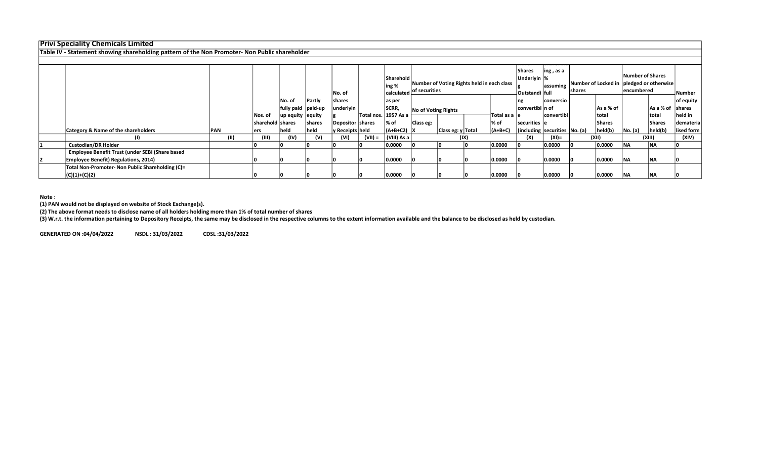**Privi Speciality Chemicals Limited**

**Table IV - Statement showing shareholding pattern of the Non Promoter- Non Public shareholder**

| | Category & Name of the shareholders | PAN | Nos. of shareholders | No. of fully paid up equity shares held | Partly paid-up equity shares held | No. of shares underlying Depository Receipts | Total nos. shares held | Shareholding % calculated as per SCRR, 1957 As a % of (A+B+C2) | Number of Voting Rights held in each class of securities | | | | No. of Shares Underlying Outstanding convertible securities (including | Shareholding , as a % assuming full conversion of convertible securities | Number of Locked in shares | | Number of Shares pledged or otherwise encumbered | | Number of equity shares held in dematerialised form |
|---|---|---|---|---|---|---|---|---|---|---|---|---|---|---|---|---|---|---|---|
| | | | | | | | | | No of Voting Rights | | | Total as a % of (A+B+C) | | | No. (a) | As a % of total Shares held(b) | No. (a) | As a % of total Shares held(b) | |
| | | | | | | | | | Class eg: X | Class eg: y | Total | | | | | | | | |
| | (I) | (II) | (III) | (IV) | (V) | (VI) | (VII) = | (VIII) As a | (IX) | | | | (X) | (XI)= | (XII) | | (XIII) | | (XIV) |
| 1 | Custodian/DR Holder | | 0 | 0 | 0 | 0 | 0 | 0.0000 | 0 | 0 | 0 | 0.0000 | 0 | 0.0000 | 0 | 0.0000 | NA | NA | 0 |
| 2 | Employee Benefit Trust (under SEBI (Share based Employee Benefit) Regulations, 2014) | | 0 | 0 | 0 | 0 | 0 | 0.0000 | 0 | 0 | 0 | 0.0000 | 0 | 0.0000 | 0 | 0.0000 | NA | NA | 0 |
| | Total Non-Promoter- Non Public Shareholding (C)= (C)(1)+(C)(2) | | 0 | 0 | 0 | 0 | 0 | 0.0000 | 0 | 0 | 0 | 0.0000 | 0 | 0.0000 | 0 | 0.0000 | NA | NA | 0 |

**Note :**

**(1) PAN would not be displayed on website of Stock Exchange(s).**

**(2) The above format needs to disclose name of all holders holding more than 1% of total number of shares**

**(3) W.r.t. the information pertaining to Depository Receipts, the same may be disclosed in the respective columns to the extent information available and the balance to be disclosed as held by custodian.**

**GENERATED ON :04/04/2022 NSDL : 31/03/2022 CDSL :31/03/2022**